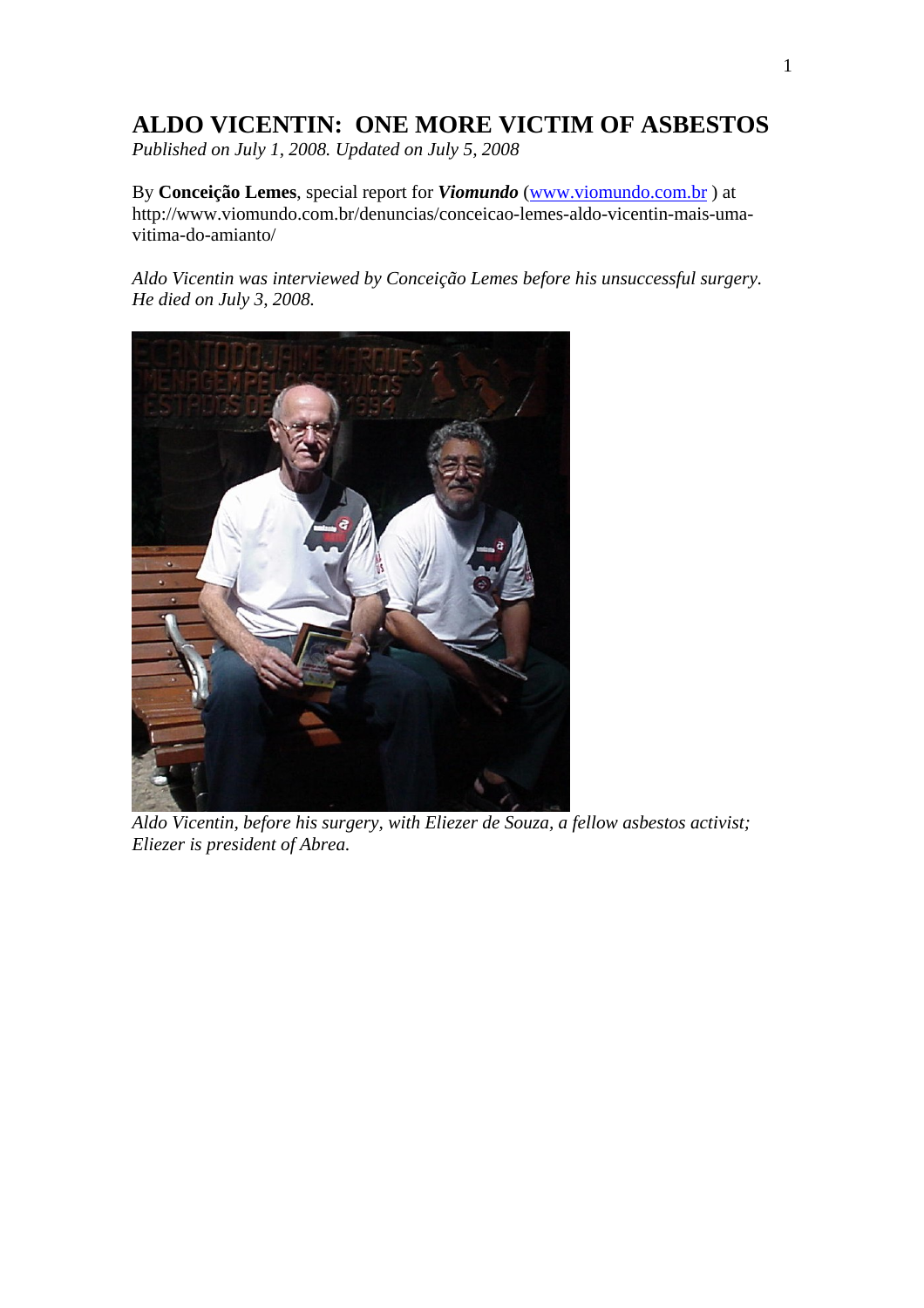# ALDO VICENTIN: ONE MORE VICTIM OF ASBESTOS

*Published on July 1, 2008. Updated on July 5, 2008*

By **Conceição Lemes**, special report for ***Viomundo*** (www.viomundo.com.br ) at http://www.viomundo.com.br/denuncias/conceicao-lemes-aldo-vicentin-mais-uma-vitima-do-amianto/

*Aldo Vicentin was interviewed by Conceição Lemes before his unsuccessful surgery. He died on July 3, 2008.*

*Aldo Vicentin, before his surgery, with Eliezer de Souza, a fellow asbestos activist; Eliezer is president of Abrea.*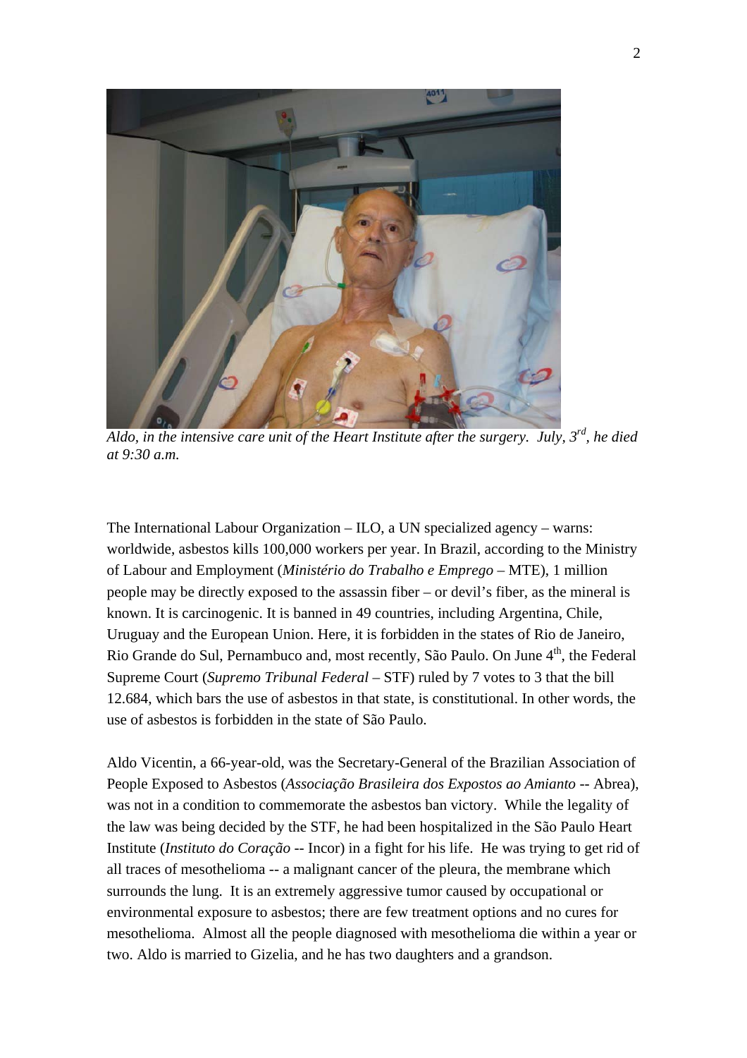*Aldo, in the intensive care unit of the Heart Institute after the surgery. July, 3rd, he died at 9:30 a.m.*

The International Labour Organization – ILO, a UN specialized agency – warns: worldwide, asbestos kills 100,000 workers per year. In Brazil, according to the Ministry of Labour and Employment (*Ministério do Trabalho e Emprego* – MTE), 1 million people may be directly exposed to the assassin fiber – or devil's fiber, as the mineral is known. It is carcinogenic. It is banned in 49 countries, including Argentina, Chile, Uruguay and the European Union. Here, it is forbidden in the states of Rio de Janeiro, Rio Grande do Sul, Pernambuco and, most recently, São Paulo. On June 4th, the Federal Supreme Court (*Supremo Tribunal Federal* – STF) ruled by 7 votes to 3 that the bill 12.684, which bars the use of asbestos in that state, is constitutional. In other words, the use of asbestos is forbidden in the state of São Paulo.

Aldo Vicentin, a 66-year-old, was the Secretary-General of the Brazilian Association of People Exposed to Asbestos (*Associação Brasileira dos Expostos ao Amianto* -- Abrea), was not in a condition to commemorate the asbestos ban victory. While the legality of the law was being decided by the STF, he had been hospitalized in the São Paulo Heart Institute (*Instituto do Coração* -- Incor) in a fight for his life. He was trying to get rid of all traces of mesothelioma -- a malignant cancer of the pleura, the membrane which surrounds the lung. It is an extremely aggressive tumor caused by occupational or environmental exposure to asbestos; there are few treatment options and no cures for mesothelioma. Almost all the people diagnosed with mesothelioma die within a year or two. Aldo is married to Gizelia, and he has two daughters and a grandson.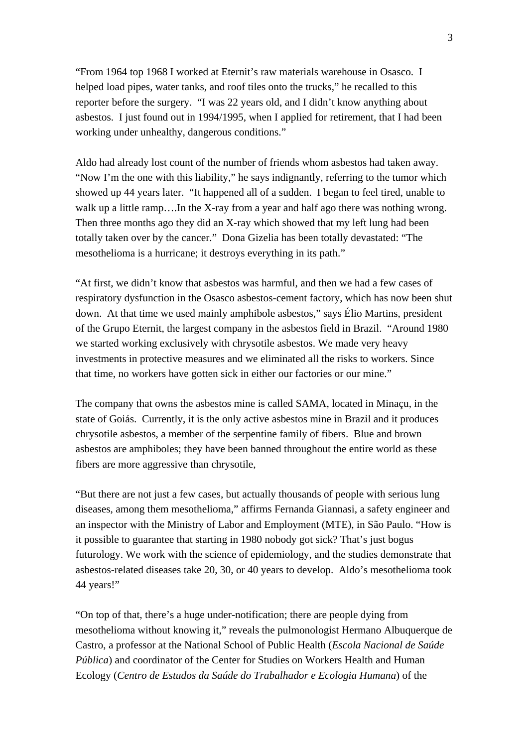"From 1964 top 1968 I worked at Eternit's raw materials warehouse in Osasco. I helped load pipes, water tanks, and roof tiles onto the trucks," he recalled to this reporter before the surgery. "I was 22 years old, and I didn't know anything about asbestos. I just found out in 1994/1995, when I applied for retirement, that I had been working under unhealthy, dangerous conditions."

Aldo had already lost count of the number of friends whom asbestos had taken away. "Now I'm the one with this liability," he says indignantly, referring to the tumor which showed up 44 years later. "It happened all of a sudden. I began to feel tired, unable to walk up a little ramp….In the X-ray from a year and half ago there was nothing wrong. Then three months ago they did an X-ray which showed that my left lung had been totally taken over by the cancer." Dona Gizelia has been totally devastated: "The mesothelioma is a hurricane; it destroys everything in its path."

"At first, we didn't know that asbestos was harmful, and then we had a few cases of respiratory dysfunction in the Osasco asbestos-cement factory, which has now been shut down. At that time we used mainly amphibole asbestos," says Élio Martins, president of the Grupo Eternit, the largest company in the asbestos field in Brazil. "Around 1980 we started working exclusively with chrysotile asbestos. We made very heavy investments in protective measures and we eliminated all the risks to workers. Since that time, no workers have gotten sick in either our factories or our mine."

The company that owns the asbestos mine is called SAMA, located in Minaçu, in the state of Goiás. Currently, it is the only active asbestos mine in Brazil and it produces chrysotile asbestos, a member of the serpentine family of fibers. Blue and brown asbestos are amphiboles; they have been banned throughout the entire world as these fibers are more aggressive than chrysotile,

"But there are not just a few cases, but actually thousands of people with serious lung diseases, among them mesothelioma," affirms Fernanda Giannasi, a safety engineer and an inspector with the Ministry of Labor and Employment (MTE), in São Paulo. "How is it possible to guarantee that starting in 1980 nobody got sick? That's just bogus futurology. We work with the science of epidemiology, and the studies demonstrate that asbestos-related diseases take 20, 30, or 40 years to develop. Aldo's mesothelioma took 44 years!"

"On top of that, there's a huge under-notification; there are people dying from mesothelioma without knowing it," reveals the pulmonologist Hermano Albuquerque de Castro, a professor at the National School of Public Health (*Escola Nacional de Saúde Pública*) and coordinator of the Center for Studies on Workers Health and Human Ecology (*Centro de Estudos da Saúde do Trabalhador e Ecologia Humana*) of the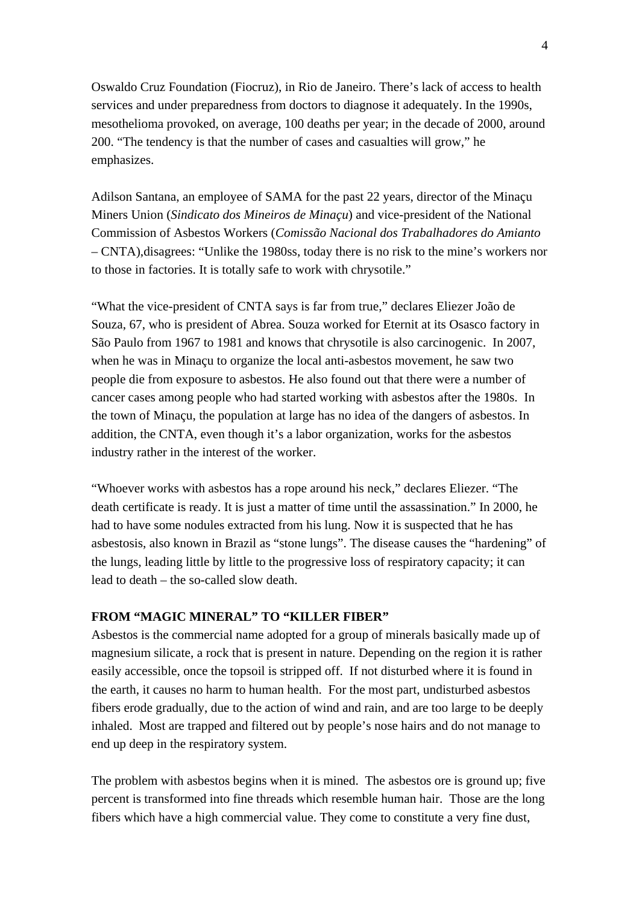Oswaldo Cruz Foundation (Fiocruz), in Rio de Janeiro. There's lack of access to health services and under preparedness from doctors to diagnose it adequately. In the 1990s, mesothelioma provoked, on average, 100 deaths per year; in the decade of 2000, around 200. "The tendency is that the number of cases and casualties will grow," he emphasizes.

Adilson Santana, an employee of SAMA for the past 22 years, director of the Minaçu Miners Union (*Sindicato dos Mineiros de Minaçu*) and vice-president of the National Commission of Asbestos Workers (*Comissão Nacional dos Trabalhadores do Amianto* – CNTA),disagrees: "Unlike the 1980ss, today there is no risk to the mine's workers nor to those in factories. It is totally safe to work with chrysotile."

"What the vice-president of CNTA says is far from true," declares Eliezer João de Souza, 67, who is president of Abrea. Souza worked for Eternit at its Osasco factory in São Paulo from 1967 to 1981 and knows that chrysotile is also carcinogenic. In 2007, when he was in Minaçu to organize the local anti-asbestos movement, he saw two people die from exposure to asbestos. He also found out that there were a number of cancer cases among people who had started working with asbestos after the 1980s. In the town of Minaçu, the population at large has no idea of the dangers of asbestos. In addition, the CNTA, even though it's a labor organization, works for the asbestos industry rather in the interest of the worker.

"Whoever works with asbestos has a rope around his neck," declares Eliezer. "The death certificate is ready. It is just a matter of time until the assassination." In 2000, he had to have some nodules extracted from his lung. Now it is suspected that he has asbestosis, also known in Brazil as "stone lungs". The disease causes the "hardening" of the lungs, leading little by little to the progressive loss of respiratory capacity; it can lead to death – the so-called slow death.

**FROM "MAGIC MINERAL" TO "KILLER FIBER"**

Asbestos is the commercial name adopted for a group of minerals basically made up of magnesium silicate, a rock that is present in nature. Depending on the region it is rather easily accessible, once the topsoil is stripped off. If not disturbed where it is found in the earth, it causes no harm to human health. For the most part, undisturbed asbestos fibers erode gradually, due to the action of wind and rain, and are too large to be deeply inhaled. Most are trapped and filtered out by people's nose hairs and do not manage to end up deep in the respiratory system.

The problem with asbestos begins when it is mined. The asbestos ore is ground up; five percent is transformed into fine threads which resemble human hair. Those are the long fibers which have a high commercial value. They come to constitute a very fine dust,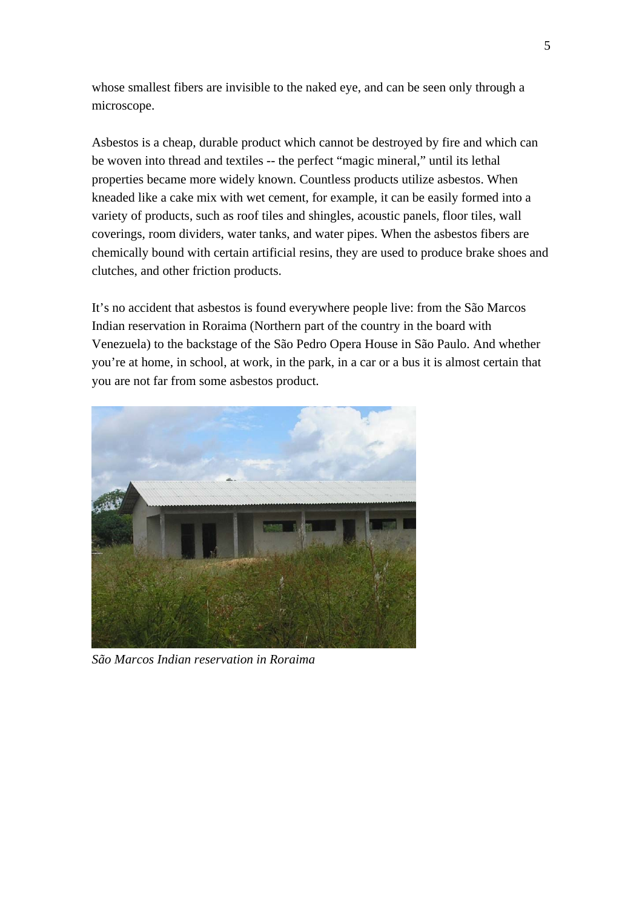whose smallest fibers are invisible to the naked eye, and can be seen only through a microscope.

Asbestos is a cheap, durable product which cannot be destroyed by fire and which can be woven into thread and textiles -- the perfect “magic mineral,” until its lethal properties became more widely known. Countless products utilize asbestos. When kneaded like a cake mix with wet cement, for example, it can be easily formed into a variety of products, such as roof tiles and shingles, acoustic panels, floor tiles, wall coverings, room dividers, water tanks, and water pipes. When the asbestos fibers are chemically bound with certain artificial resins, they are used to produce brake shoes and clutches, and other friction products.

It’s no accident that asbestos is found everywhere people live: from the São Marcos Indian reservation in Roraima (Northern part of the country in the board with Venezuela) to the backstage of the São Pedro Opera House in São Paulo. And whether you’re at home, in school, at work, in the park, in a car or a bus it is almost certain that you are not far from some asbestos product.

*São Marcos Indian reservation in Roraima*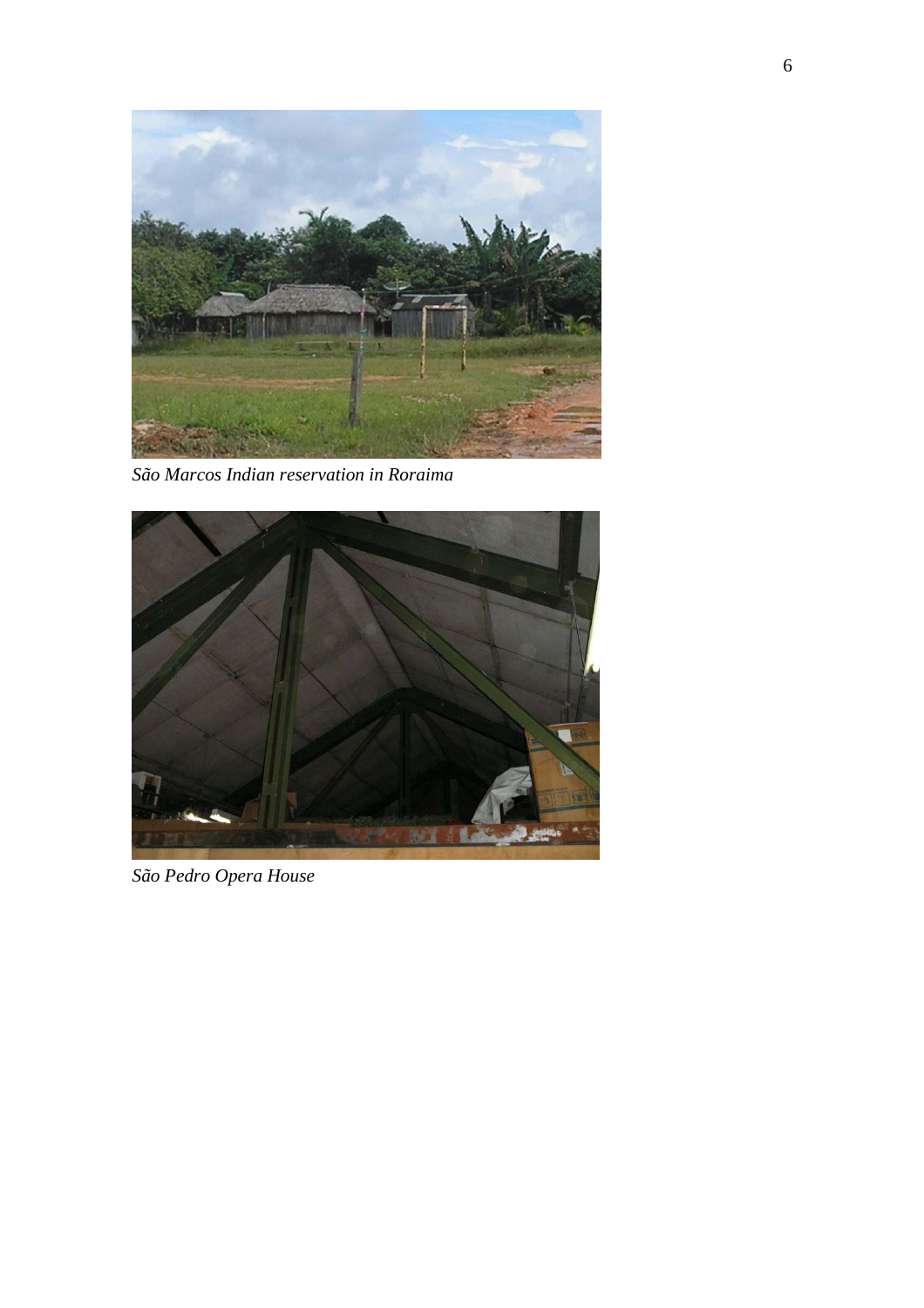*São Marcos Indian reservation in Roraima*

*São Pedro Opera House*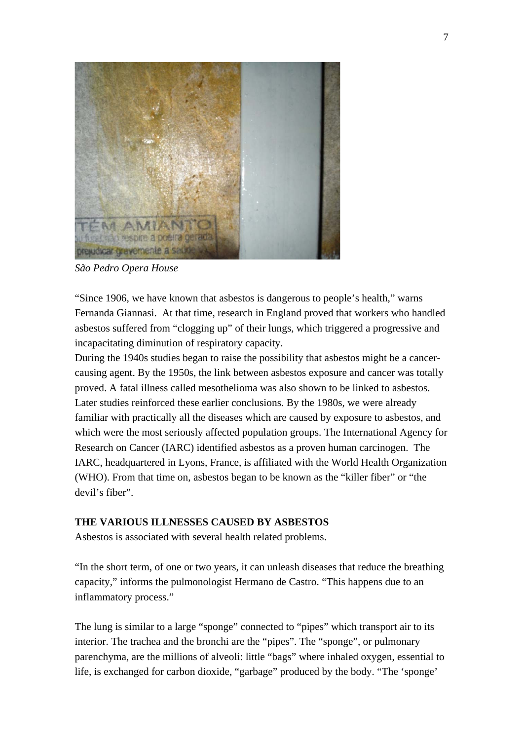*São Pedro Opera House*

"Since 1906, we have known that asbestos is dangerous to people's health," warns Fernanda Giannasi. At that time, research in England proved that workers who handled asbestos suffered from "clogging up" of their lungs, which triggered a progressive and incapacitating diminution of respiratory capacity.

During the 1940s studies began to raise the possibility that asbestos might be a cancer-causing agent. By the 1950s, the link between asbestos exposure and cancer was totally proved. A fatal illness called mesothelioma was also shown to be linked to asbestos. Later studies reinforced these earlier conclusions. By the 1980s, we were already familiar with practically all the diseases which are caused by exposure to asbestos, and which were the most seriously affected population groups. The International Agency for Research on Cancer (IARC) identified asbestos as a proven human carcinogen. The IARC, headquartered in Lyons, France, is affiliated with the World Health Organization (WHO). From that time on, asbestos began to be known as the "killer fiber" or "the devil's fiber".

**THE VARIOUS ILLNESSES CAUSED BY ASBESTOS**

Asbestos is associated with several health related problems.

"In the short term, of one or two years, it can unleash diseases that reduce the breathing capacity," informs the pulmonologist Hermano de Castro. "This happens due to an inflammatory process."

The lung is similar to a large "sponge" connected to "pipes" which transport air to its interior. The trachea and the bronchi are the "pipes". The "sponge", or pulmonary parenchyma, are the millions of alveoli: little "bags" where inhaled oxygen, essential to life, is exchanged for carbon dioxide, "garbage" produced by the body. "The 'sponge'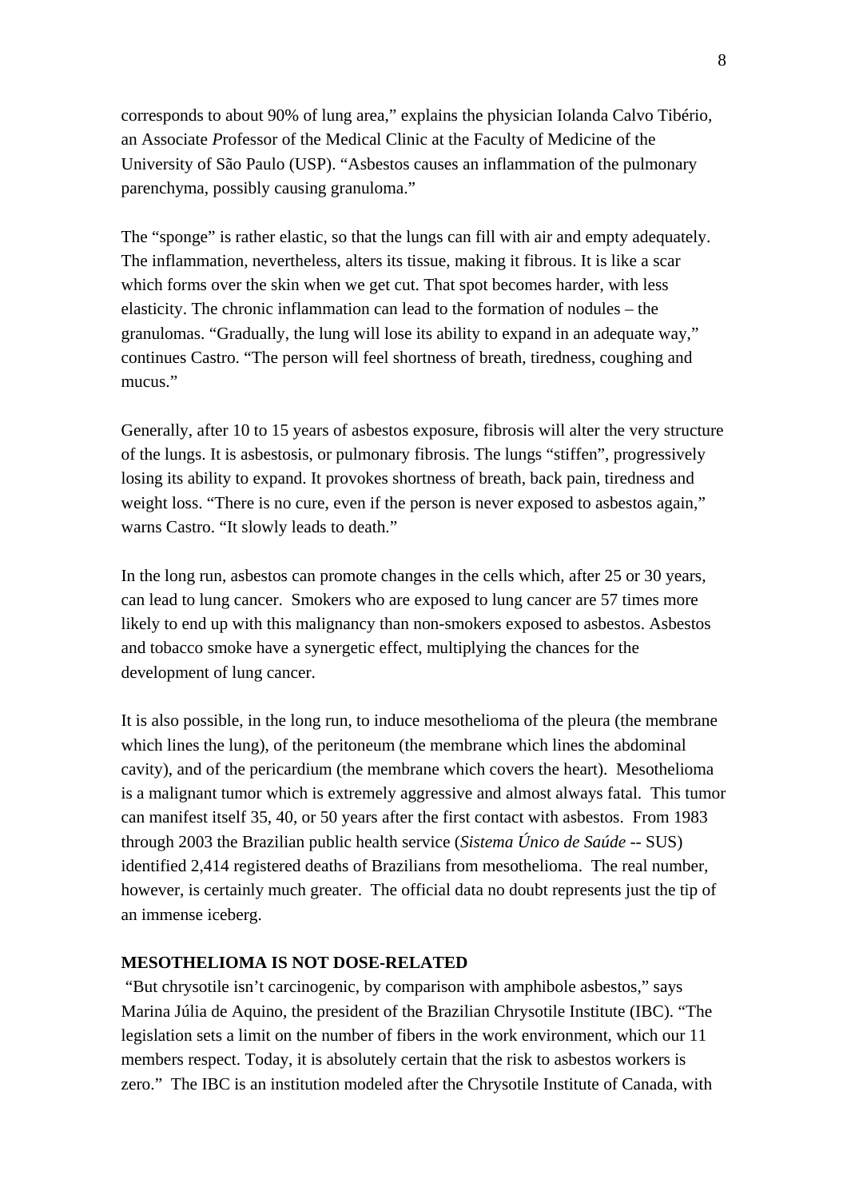corresponds to about 90% of lung area," explains the physician Iolanda Calvo Tibério, an Associate *P*rofessor of the Medical Clinic at the Faculty of Medicine of the University of São Paulo (USP). "Asbestos causes an inflammation of the pulmonary parenchyma, possibly causing granuloma."

The "sponge" is rather elastic, so that the lungs can fill with air and empty adequately. The inflammation, nevertheless, alters its tissue, making it fibrous. It is like a scar which forms over the skin when we get cut. That spot becomes harder, with less elasticity. The chronic inflammation can lead to the formation of nodules – the granulomas. "Gradually, the lung will lose its ability to expand in an adequate way," continues Castro. "The person will feel shortness of breath, tiredness, coughing and mucus."

Generally, after 10 to 15 years of asbestos exposure, fibrosis will alter the very structure of the lungs. It is asbestosis, or pulmonary fibrosis. The lungs "stiffen", progressively losing its ability to expand. It provokes shortness of breath, back pain, tiredness and weight loss. "There is no cure, even if the person is never exposed to asbestos again," warns Castro. "It slowly leads to death."

In the long run, asbestos can promote changes in the cells which, after 25 or 30 years, can lead to lung cancer. Smokers who are exposed to lung cancer are 57 times more likely to end up with this malignancy than non-smokers exposed to asbestos. Asbestos and tobacco smoke have a synergetic effect, multiplying the chances for the development of lung cancer.

It is also possible, in the long run, to induce mesothelioma of the pleura (the membrane which lines the lung), of the peritoneum (the membrane which lines the abdominal cavity), and of the pericardium (the membrane which covers the heart). Mesothelioma is a malignant tumor which is extremely aggressive and almost always fatal. This tumor can manifest itself 35, 40, or 50 years after the first contact with asbestos. From 1983 through 2003 the Brazilian public health service (*Sistema Único de Saúde* -- SUS) identified 2,414 registered deaths of Brazilians from mesothelioma. The real number, however, is certainly much greater. The official data no doubt represents just the tip of an immense iceberg.

**MESOTHELIOMA IS NOT DOSE-RELATED**

"But chrysotile isn't carcinogenic, by comparison with amphibole asbestos," says Marina Júlia de Aquino, the president of the Brazilian Chrysotile Institute (IBC). "The legislation sets a limit on the number of fibers in the work environment, which our 11 members respect. Today, it is absolutely certain that the risk to asbestos workers is zero." The IBC is an institution modeled after the Chrysotile Institute of Canada, with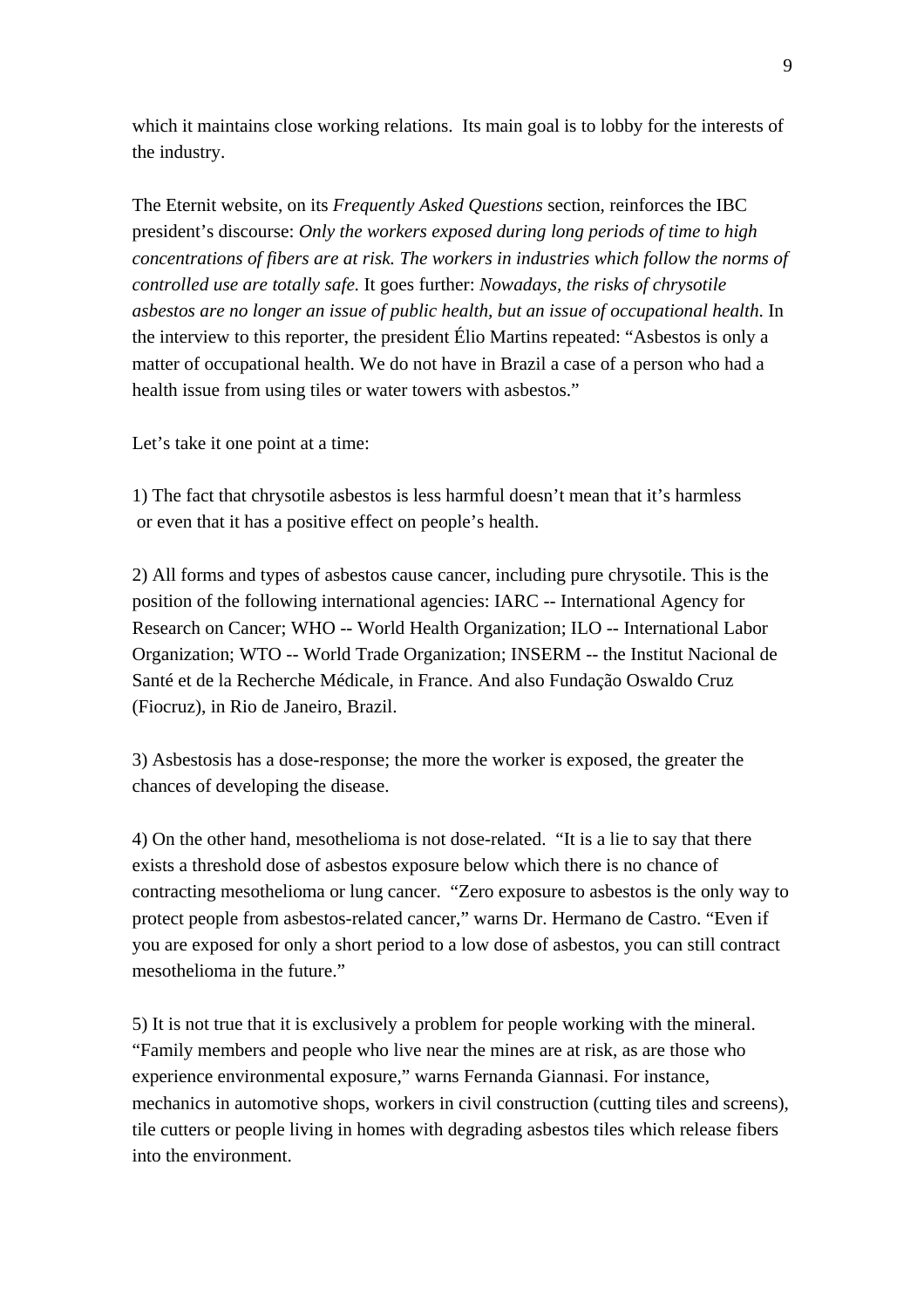which it maintains close working relations. Its main goal is to lobby for the interests of the industry.

The Eternit website, on its *Frequently Asked Questions* section, reinforces the IBC president's discourse: *Only the workers exposed during long periods of time to high concentrations of fibers are at risk. The workers in industries which follow the norms of controlled use are totally safe.* It goes further: *Nowadays, the risks of chrysotile asbestos are no longer an issue of public health, but an issue of occupational health.* In the interview to this reporter, the president Élio Martins repeated: "Asbestos is only a matter of occupational health. We do not have in Brazil a case of a person who had a health issue from using tiles or water towers with asbestos."

Let's take it one point at a time:

1) The fact that chrysotile asbestos is less harmful doesn't mean that it's harmless or even that it has a positive effect on people's health.

2) All forms and types of asbestos cause cancer, including pure chrysotile. This is the position of the following international agencies: IARC -- International Agency for Research on Cancer; WHO -- World Health Organization; ILO -- International Labor Organization; WTO -- World Trade Organization; INSERM -- the Institut Nacional de Santé et de la Recherche Médicale, in France. And also Fundação Oswaldo Cruz (Fiocruz), in Rio de Janeiro, Brazil.

3) Asbestosis has a dose-response; the more the worker is exposed, the greater the chances of developing the disease.

4) On the other hand, mesothelioma is not dose-related. "It is a lie to say that there exists a threshold dose of asbestos exposure below which there is no chance of contracting mesothelioma or lung cancer. "Zero exposure to asbestos is the only way to protect people from asbestos-related cancer," warns Dr. Hermano de Castro. "Even if you are exposed for only a short period to a low dose of asbestos, you can still contract mesothelioma in the future."

5) It is not true that it is exclusively a problem for people working with the mineral. "Family members and people who live near the mines are at risk, as are those who experience environmental exposure," warns Fernanda Giannasi. For instance, mechanics in automotive shops, workers in civil construction (cutting tiles and screens), tile cutters or people living in homes with degrading asbestos tiles which release fibers into the environment.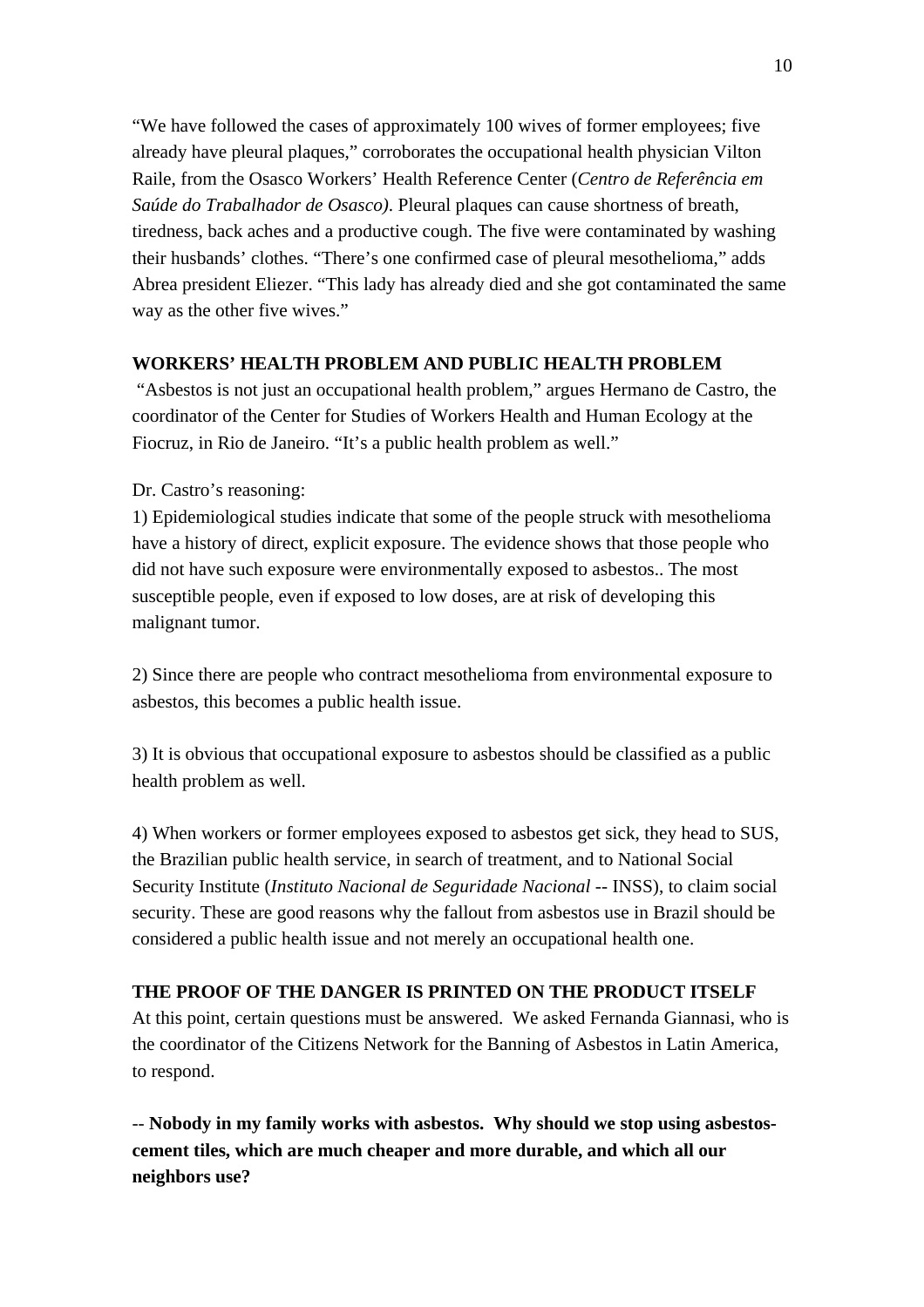"We have followed the cases of approximately 100 wives of former employees; five already have pleural plaques," corroborates the occupational health physician Vilton Raile, from the Osasco Workers' Health Reference Center (*Centro de Referência em Saúde do Trabalhador de Osasco)*. Pleural plaques can cause shortness of breath, tiredness, back aches and a productive cough. The five were contaminated by washing their husbands' clothes. "There's one confirmed case of pleural mesothelioma," adds Abrea president Eliezer. "This lady has already died and she got contaminated the same way as the other five wives."

## WORKERS' HEALTH PROBLEM AND PUBLIC HEALTH PROBLEM

"Asbestos is not just an occupational health problem," argues Hermano de Castro, the coordinator of the Center for Studies of Workers Health and Human Ecology at the Fiocruz, in Rio de Janeiro. "It's a public health problem as well."

Dr. Castro's reasoning:

1) Epidemiological studies indicate that some of the people struck with mesothelioma have a history of direct, explicit exposure. The evidence shows that those people who did not have such exposure were environmentally exposed to asbestos.. The most susceptible people, even if exposed to low doses, are at risk of developing this malignant tumor.

2) Since there are people who contract mesothelioma from environmental exposure to asbestos, this becomes a public health issue.

3) It is obvious that occupational exposure to asbestos should be classified as a public health problem as well.

4) When workers or former employees exposed to asbestos get sick, they head to SUS, the Brazilian public health service, in search of treatment, and to National Social Security Institute (*Instituto Nacional de Seguridade Nacional* -- INSS), to claim social security. These are good reasons why the fallout from asbestos use in Brazil should be considered a public health issue and not merely an occupational health one.

## THE PROOF OF THE DANGER IS PRINTED ON THE PRODUCT ITSELF

At this point, certain questions must be answered. We asked Fernanda Giannasi, who is the coordinator of the Citizens Network for the Banning of Asbestos in Latin America, to respond.

-- **Nobody in my family works with asbestos. Why should we stop using asbestos-cement tiles, which are much cheaper and more durable, and which all our neighbors use?**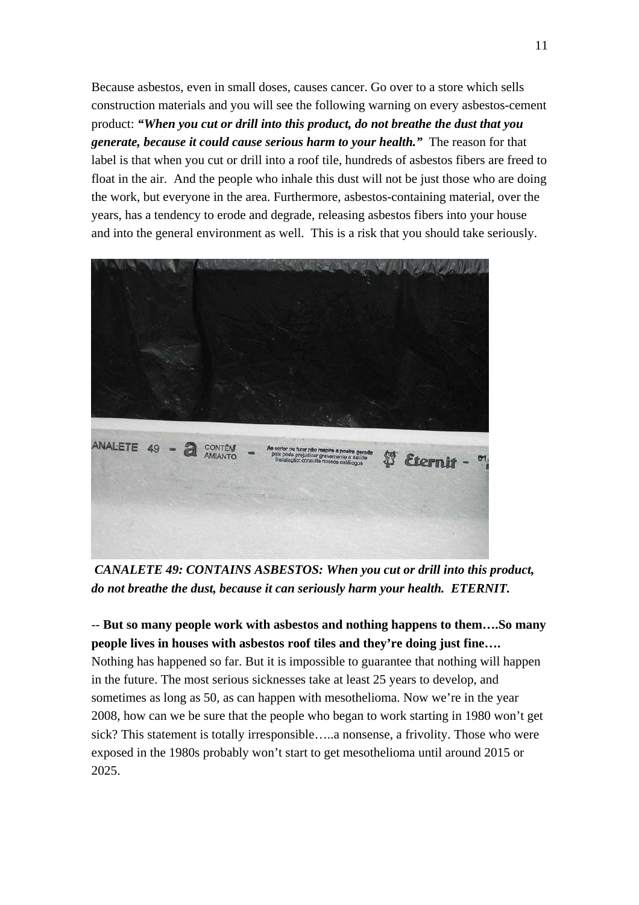Because asbestos, even in small doses, causes cancer. Go over to a store which sells construction materials and you will see the following warning on every asbestos-cement product: ***"When you cut or drill into this product, do not breathe the dust that you generate, because it could cause serious harm to your health."*** The reason for that label is that when you cut or drill into a roof tile, hundreds of asbestos fibers are freed to float in the air. And the people who inhale this dust will not be just those who are doing the work, but everyone in the area. Furthermore, asbestos-containing material, over the years, has a tendency to erode and degrade, releasing asbestos fibers into your house and into the general environment as well. This is a risk that you should take seriously.

***CANALETE 49: CONTAINS ASBESTOS: When you cut or drill into this product, do not breathe the dust, because it can seriously harm your health. ETERNIT.***

-- **But so many people work with asbestos and nothing happens to them….So many people lives in houses with asbestos roof tiles and they're doing just fine….** Nothing has happened so far. But it is impossible to guarantee that nothing will happen in the future. The most serious sicknesses take at least 25 years to develop, and sometimes as long as 50, as can happen with mesothelioma. Now we're in the year 2008, how can we be sure that the people who began to work starting in 1980 won't get sick? This statement is totally irresponsible…..a nonsense, a frivolity. Those who were exposed in the 1980s probably won't start to get mesothelioma until around 2015 or 2025.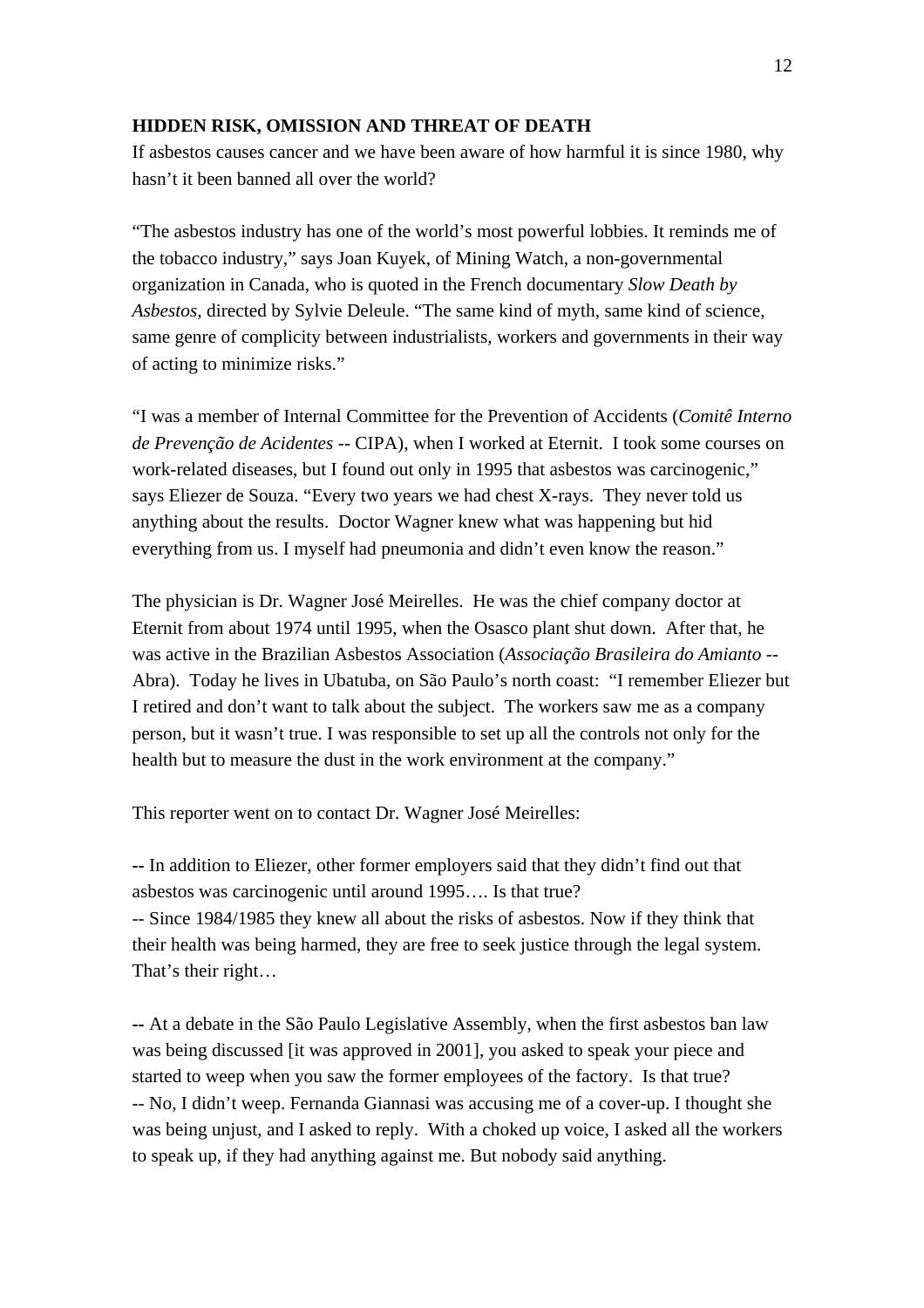**HIDDEN RISK, OMISSION AND THREAT OF DEATH**

If asbestos causes cancer and we have been aware of how harmful it is since 1980, why hasn't it been banned all over the world?

"The asbestos industry has one of the world's most powerful lobbies. It reminds me of the tobacco industry," says Joan Kuyek, of Mining Watch, a non-governmental organization in Canada, who is quoted in the French documentary *Slow Death by Asbestos,* directed by Sylvie Deleule. "The same kind of myth, same kind of science, same genre of complicity between industrialists, workers and governments in their way of acting to minimize risks."

"I was a member of Internal Committee for the Prevention of Accidents (*Comitê Interno de Prevenção de Acidentes* -- CIPA), when I worked at Eternit. I took some courses on work-related diseases, but I found out only in 1995 that asbestos was carcinogenic," says Eliezer de Souza. "Every two years we had chest X-rays. They never told us anything about the results. Doctor Wagner knew what was happening but hid everything from us. I myself had pneumonia and didn't even know the reason."

The physician is Dr. Wagner José Meirelles. He was the chief company doctor at Eternit from about 1974 until 1995, when the Osasco plant shut down. After that, he was active in the Brazilian Asbestos Association (*Associação Brasileira do Amianto* -- Abra). Today he lives in Ubatuba, on São Paulo's north coast: "I remember Eliezer but I retired and don't want to talk about the subject. The workers saw me as a company person, but it wasn't true. I was responsible to set up all the controls not only for the health but to measure the dust in the work environment at the company."

This reporter went on to contact Dr. Wagner José Meirelles:

-- In addition to Eliezer, other former employers said that they didn't find out that asbestos was carcinogenic until around 1995…. Is that true?
-- Since 1984/1985 they knew all about the risks of asbestos. Now if they think that their health was being harmed, they are free to seek justice through the legal system. That's their right…

-- At a debate in the São Paulo Legislative Assembly, when the first asbestos ban law was being discussed [it was approved in 2001], you asked to speak your piece and started to weep when you saw the former employees of the factory. Is that true?
-- No, I didn't weep. Fernanda Giannasi was accusing me of a cover-up. I thought she was being unjust, and I asked to reply. With a choked up voice, I asked all the workers to speak up, if they had anything against me. But nobody said anything.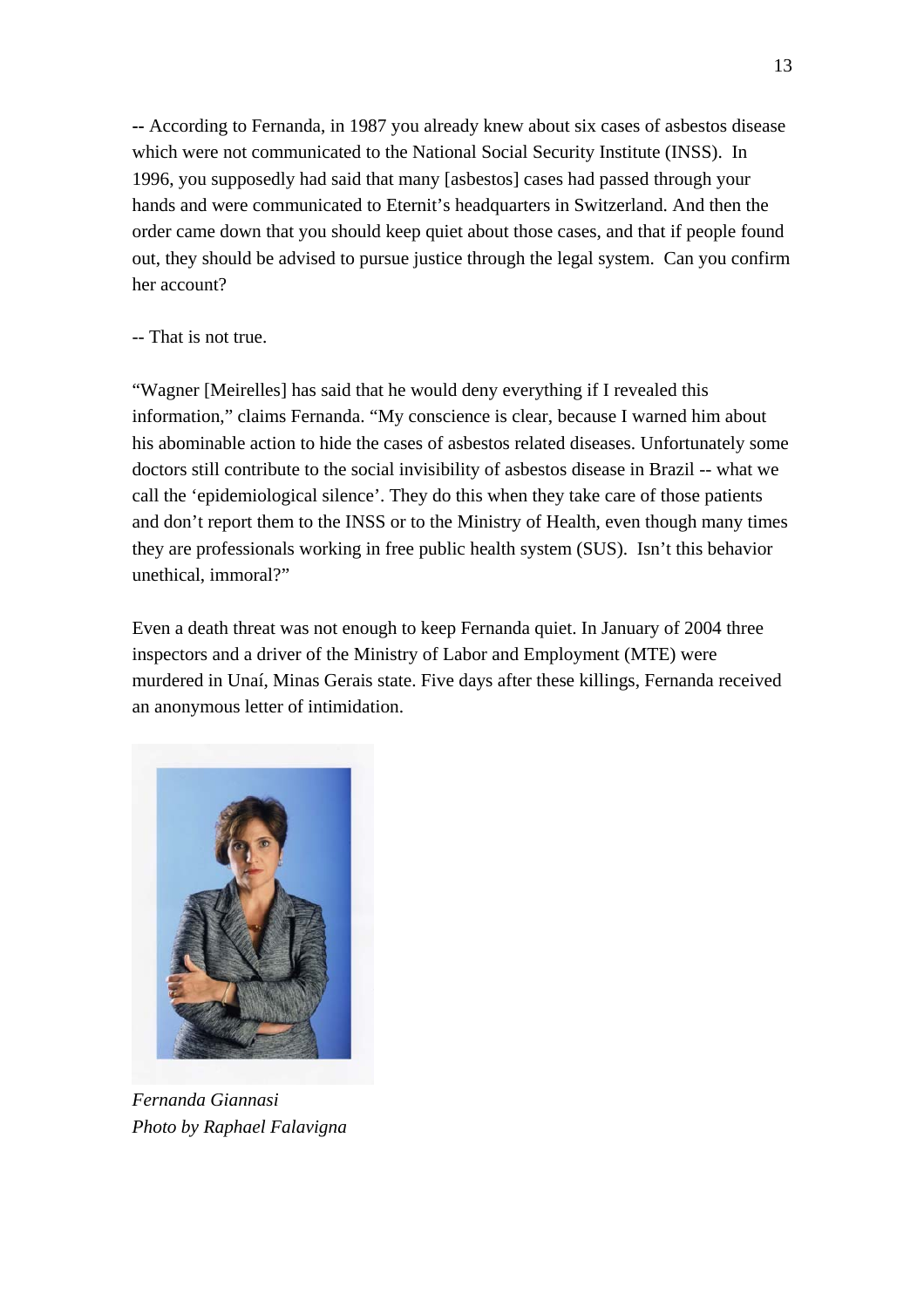-- According to Fernanda, in 1987 you already knew about six cases of asbestos disease which were not communicated to the National Social Security Institute (INSS). In 1996, you supposedly had said that many [asbestos] cases had passed through your hands and were communicated to Eternit's headquarters in Switzerland. And then the order came down that you should keep quiet about those cases, and that if people found out, they should be advised to pursue justice through the legal system. Can you confirm her account?

-- That is not true.

"Wagner [Meirelles] has said that he would deny everything if I revealed this information," claims Fernanda. "My conscience is clear, because I warned him about his abominable action to hide the cases of asbestos related diseases. Unfortunately some doctors still contribute to the social invisibility of asbestos disease in Brazil -- what we call the 'epidemiological silence'. They do this when they take care of those patients and don't report them to the INSS or to the Ministry of Health, even though many times they are professionals working in free public health system (SUS). Isn't this behavior unethical, immoral?"

Even a death threat was not enough to keep Fernanda quiet. In January of 2004 three inspectors and a driver of the Ministry of Labor and Employment (MTE) were murdered in Unaí, Minas Gerais state. Five days after these killings, Fernanda received an anonymous letter of intimidation.

*Fernanda Giannasi*
*Photo by Raphael Falavigna*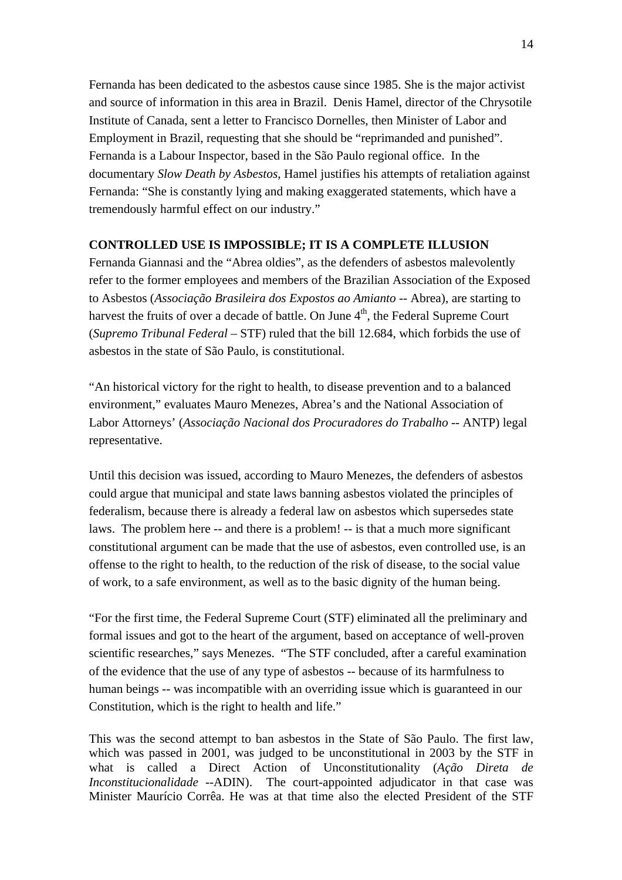Fernanda has been dedicated to the asbestos cause since 1985. She is the major activist and source of information in this area in Brazil. Denis Hamel, director of the Chrysotile Institute of Canada, sent a letter to Francisco Dornelles, then Minister of Labor and Employment in Brazil, requesting that she should be "reprimanded and punished". Fernanda is a Labour Inspector, based in the São Paulo regional office. In the documentary *Slow Death by Asbestos*, Hamel justifies his attempts of retaliation against Fernanda: "She is constantly lying and making exaggerated statements, which have a tremendously harmful effect on our industry."

**CONTROLLED USE IS IMPOSSIBLE; IT IS A COMPLETE ILLUSION**

Fernanda Giannasi and the "Abrea oldies", as the defenders of asbestos malevolently refer to the former employees and members of the Brazilian Association of the Exposed to Asbestos (*Associação Brasileira dos Expostos ao Amianto* -- Abrea), are starting to harvest the fruits of over a decade of battle. On June 4th, the Federal Supreme Court (*Supremo Tribunal Federal* – STF) ruled that the bill 12.684, which forbids the use of asbestos in the state of São Paulo, is constitutional.

"An historical victory for the right to health, to disease prevention and to a balanced environment," evaluates Mauro Menezes, Abrea's and the National Association of Labor Attorneys' (*Associação Nacional dos Procuradores do Trabalho* -- ANTP) legal representative.

Until this decision was issued, according to Mauro Menezes, the defenders of asbestos could argue that municipal and state laws banning asbestos violated the principles of federalism, because there is already a federal law on asbestos which supersedes state laws. The problem here -- and there is a problem! -- is that a much more significant constitutional argument can be made that the use of asbestos, even controlled use, is an offense to the right to health, to the reduction of the risk of disease, to the social value of work, to a safe environment, as well as to the basic dignity of the human being.

"For the first time, the Federal Supreme Court (STF) eliminated all the preliminary and formal issues and got to the heart of the argument, based on acceptance of well-proven scientific researches," says Menezes. "The STF concluded, after a careful examination of the evidence that the use of any type of asbestos -- because of its harmfulness to human beings -- was incompatible with an overriding issue which is guaranteed in our Constitution, which is the right to health and life."

This was the second attempt to ban asbestos in the State of São Paulo. The first law, which was passed in 2001, was judged to be unconstitutional in 2003 by the STF in what is called a Direct Action of Unconstitutionality (*Ação Direta de Inconstitucionalidade* --ADIN). The court-appointed adjudicator in that case was Minister Maurício Corrêa. He was at that time also the elected President of the STF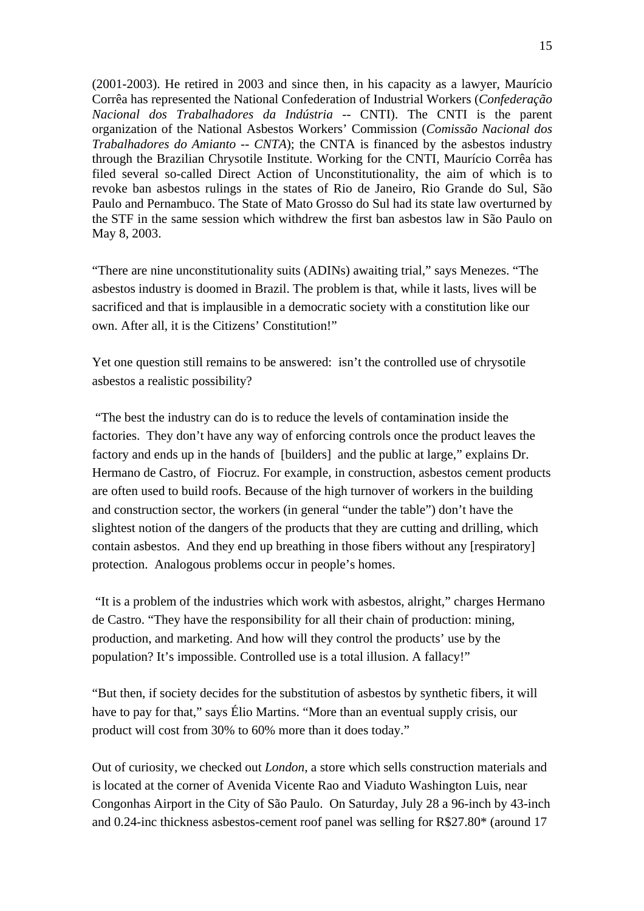(2001-2003). He retired in 2003 and since then, in his capacity as a lawyer, Maurício Corrêa has represented the National Confederation of Industrial Workers (*Confederação Nacional dos Trabalhadores da Indústria* -- CNTI). The CNTI is the parent organization of the National Asbestos Workers' Commission (*Comissão Nacional dos Trabalhadores do Amianto -- CNTA*); the CNTA is financed by the asbestos industry through the Brazilian Chrysotile Institute. Working for the CNTI, Maurício Corrêa has filed several so-called Direct Action of Unconstitutionality, the aim of which is to revoke ban asbestos rulings in the states of Rio de Janeiro, Rio Grande do Sul, São Paulo and Pernambuco. The State of Mato Grosso do Sul had its state law overturned by the STF in the same session which withdrew the first ban asbestos law in São Paulo on May 8, 2003.

"There are nine unconstitutionality suits (ADINs) awaiting trial," says Menezes. "The asbestos industry is doomed in Brazil. The problem is that, while it lasts, lives will be sacrificed and that is implausible in a democratic society with a constitution like our own. After all, it is the Citizens' Constitution!"

Yet one question still remains to be answered: isn't the controlled use of chrysotile asbestos a realistic possibility?

"The best the industry can do is to reduce the levels of contamination inside the factories. They don't have any way of enforcing controls once the product leaves the factory and ends up in the hands of [builders] and the public at large," explains Dr. Hermano de Castro, of Fiocruz. For example, in construction, asbestos cement products are often used to build roofs. Because of the high turnover of workers in the building and construction sector, the workers (in general "under the table") don't have the slightest notion of the dangers of the products that they are cutting and drilling, which contain asbestos. And they end up breathing in those fibers without any [respiratory] protection. Analogous problems occur in people's homes.

"It is a problem of the industries which work with asbestos, alright," charges Hermano de Castro. "They have the responsibility for all their chain of production: mining, production, and marketing. And how will they control the products' use by the population? It's impossible. Controlled use is a total illusion. A fallacy!"

"But then, if society decides for the substitution of asbestos by synthetic fibers, it will have to pay for that," says Élio Martins. "More than an eventual supply crisis, our product will cost from 30% to 60% more than it does today."

Out of curiosity, we checked out *London*, a store which sells construction materials and is located at the corner of Avenida Vicente Rao and Viaduto Washington Luis, near Congonhas Airport in the City of São Paulo. On Saturday, July 28 a 96-inch by 43-inch and 0.24-inc thickness asbestos-cement roof panel was selling for R$27.80* (around 17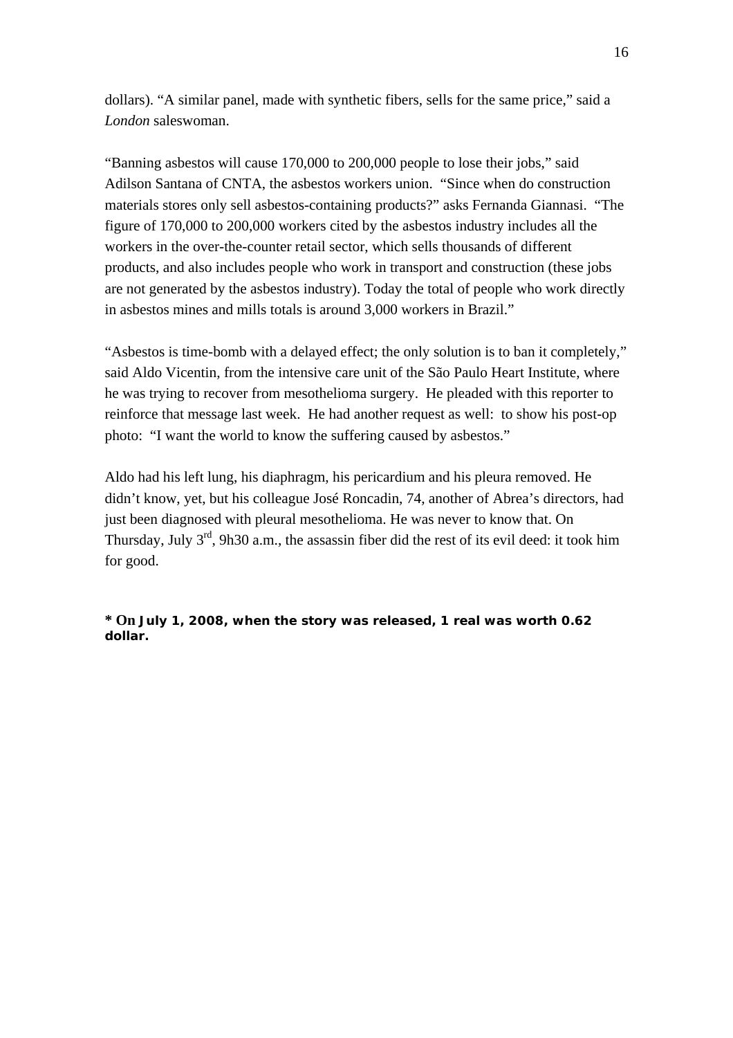dollars). "A similar panel, made with synthetic fibers, sells for the same price," said a *London* saleswoman.

"Banning asbestos will cause 170,000 to 200,000 people to lose their jobs," said Adilson Santana of CNTA, the asbestos workers union. "Since when do construction materials stores only sell asbestos-containing products?" asks Fernanda Giannasi. "The figure of 170,000 to 200,000 workers cited by the asbestos industry includes all the workers in the over-the-counter retail sector, which sells thousands of different products, and also includes people who work in transport and construction (these jobs are not generated by the asbestos industry). Today the total of people who work directly in asbestos mines and mills totals is around 3,000 workers in Brazil."

"Asbestos is time-bomb with a delayed effect; the only solution is to ban it completely," said Aldo Vicentin, from the intensive care unit of the São Paulo Heart Institute, where he was trying to recover from mesothelioma surgery. He pleaded with this reporter to reinforce that message last week. He had another request as well: to show his post-op photo: "I want the world to know the suffering caused by asbestos."

Aldo had his left lung, his diaphragm, his pericardium and his pleura removed. He didn't know, yet, but his colleague José Roncadin, 74, another of Abrea's directors, had just been diagnosed with pleural mesothelioma. He was never to know that. On Thursday, July 3rd, 9h30 a.m., the assassin fiber did the rest of its evil deed: it took him for good.

**\* On July 1, 2008, when the story was released, 1 real was worth 0.62 dollar.**